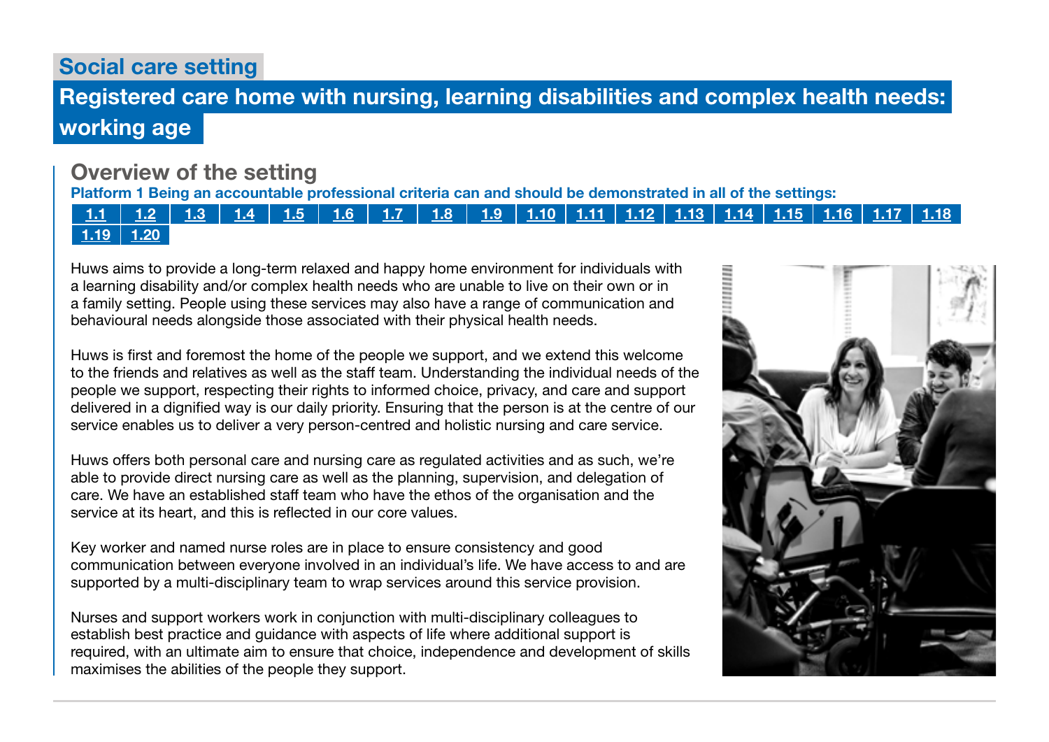## Social care setting

# Registered care home with nursing, learning disabilities and complex health needs: working age

## Overview of the setting

**Platform 1 Being an accountable professional criteria can and should be demonstrated in all of the settings:**

| 1.1 | 1.2 | 1.3 | 1.4 | 1.5 | 1.6 | 1.7 | 1.8 | 1.9 | 1.10 | 1.11 | 1.12 | 1.13 | 1.14 | 1.15 | 1.16 | 1.17 | 1.18 |
|---|---|---|---|---|---|---|---|---|---|---|---|---|---|---|---|---|---|
| 1.19 | 1.20 | | | | | | | | | | | | | | | | |

Huws aims to provide a long-term relaxed and happy home environment for individuals with a learning disability and/or complex health needs who are unable to live on their own or in a family setting. People using these services may also have a range of communication and behavioural needs alongside those associated with their physical health needs.

Huws is first and foremost the home of the people we support, and we extend this welcome to the friends and relatives as well as the staff team. Understanding the individual needs of the people we support, respecting their rights to informed choice, privacy, and care and support delivered in a dignified way is our daily priority. Ensuring that the person is at the centre of our service enables us to deliver a very person-centred and holistic nursing and care service.

Huws offers both personal care and nursing care as regulated activities and as such, we're able to provide direct nursing care as well as the planning, supervision, and delegation of care. We have an established staff team who have the ethos of the organisation and the service at its heart, and this is reflected in our core values.

Key worker and named nurse roles are in place to ensure consistency and good communication between everyone involved in an individual's life. We have access to and are supported by a multi-disciplinary team to wrap services around this service provision.

Nurses and support workers work in conjunction with multi-disciplinary colleagues to establish best practice and guidance with aspects of life where additional support is required, with an ultimate aim to ensure that choice, independence and development of skills maximises the abilities of the people they support.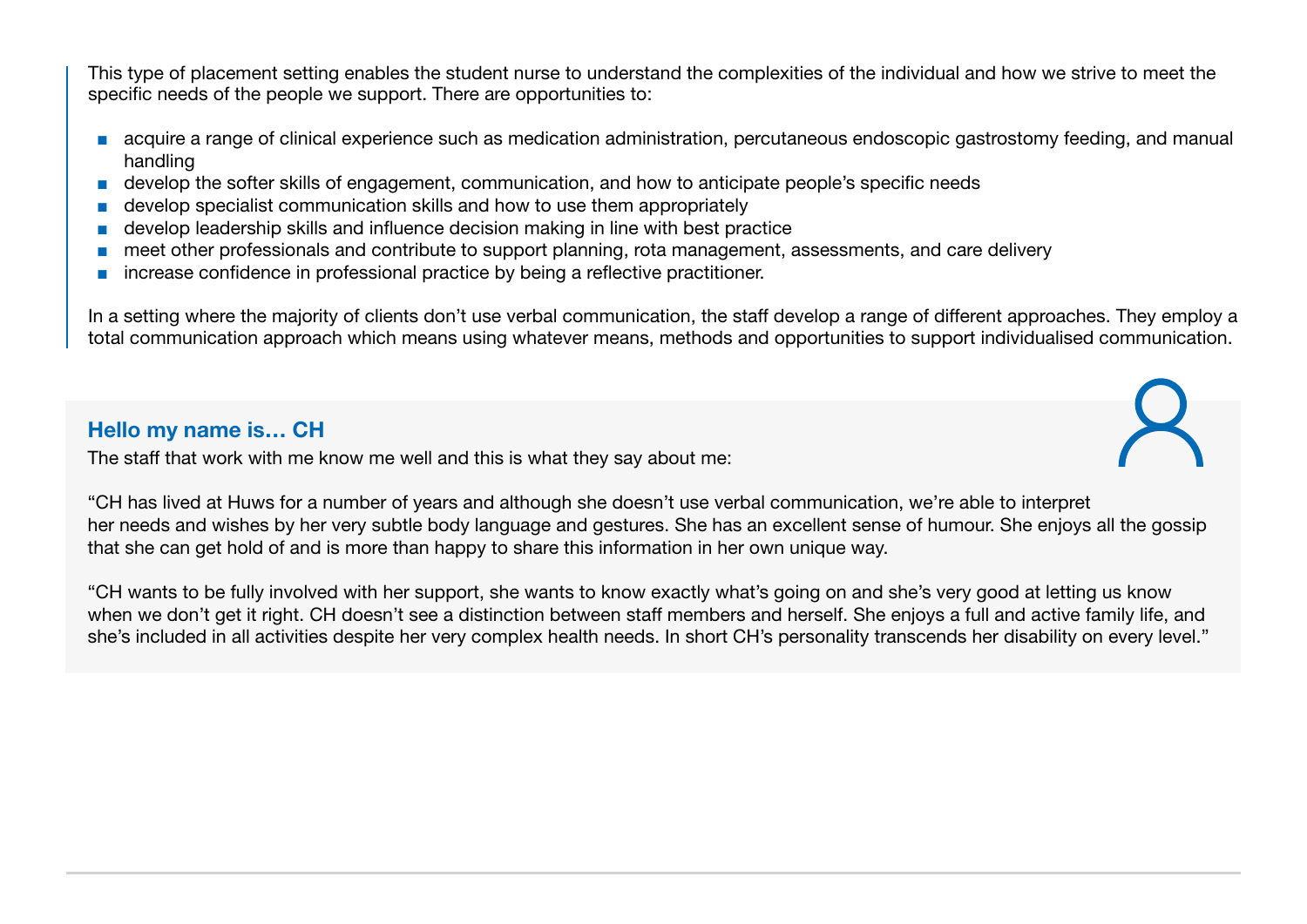This type of placement setting enables the student nurse to understand the complexities of the individual and how we strive to meet the specific needs of the people we support. There are opportunities to:

- acquire a range of clinical experience such as medication administration, percutaneous endoscopic gastrostomy feeding, and manual handling
- develop the softer skills of engagement, communication, and how to anticipate people's specific needs
- develop specialist communication skills and how to use them appropriately
- develop leadership skills and influence decision making in line with best practice
- meet other professionals and contribute to support planning, rota management, assessments, and care delivery
- increase confidence in professional practice by being a reflective practitioner.

In a setting where the majority of clients don't use verbal communication, the staff develop a range of different approaches. They employ a total communication approach which means using whatever means, methods and opportunities to support individualised communication.

### Hello my name is… CH

The staff that work with me know me well and this is what they say about me:

"CH has lived at Huws for a number of years and although she doesn't use verbal communication, we're able to interpret her needs and wishes by her very subtle body language and gestures. She has an excellent sense of humour. She enjoys all the gossip that she can get hold of and is more than happy to share this information in her own unique way.

"CH wants to be fully involved with her support, she wants to know exactly what's going on and she's very good at letting us know when we don't get it right. CH doesn't see a distinction between staff members and herself. She enjoys a full and active family life, and she's included in all activities despite her very complex health needs. In short CH's personality transcends her disability on every level."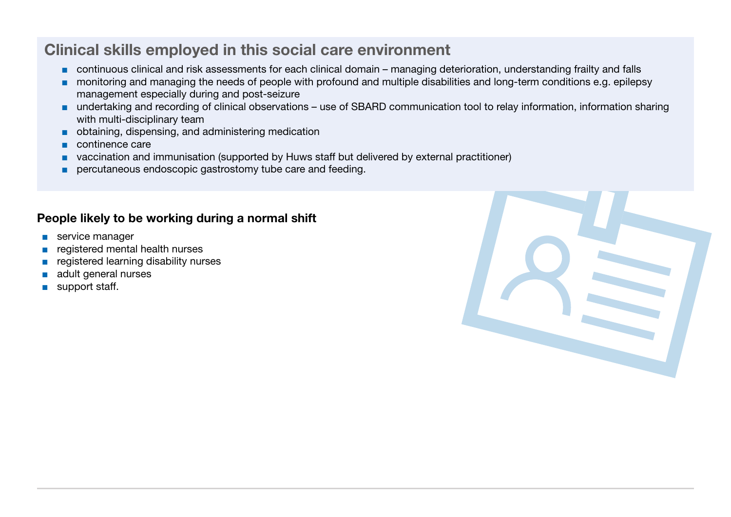## Clinical skills employed in this social care environment

- continuous clinical and risk assessments for each clinical domain – managing deterioration, understanding frailty and falls
- monitoring and managing the needs of people with profound and multiple disabilities and long-term conditions e.g. epilepsy management especially during and post-seizure
- undertaking and recording of clinical observations – use of SBARD communication tool to relay information, information sharing with multi-disciplinary team
- obtaining, dispensing, and administering medication
- continence care
- vaccination and immunisation (supported by Huws staff but delivered by external practitioner)
- percutaneous endoscopic gastrostomy tube care and feeding.

### People likely to be working during a normal shift

- service manager
- registered mental health nurses
- registered learning disability nurses
- adult general nurses
- support staff.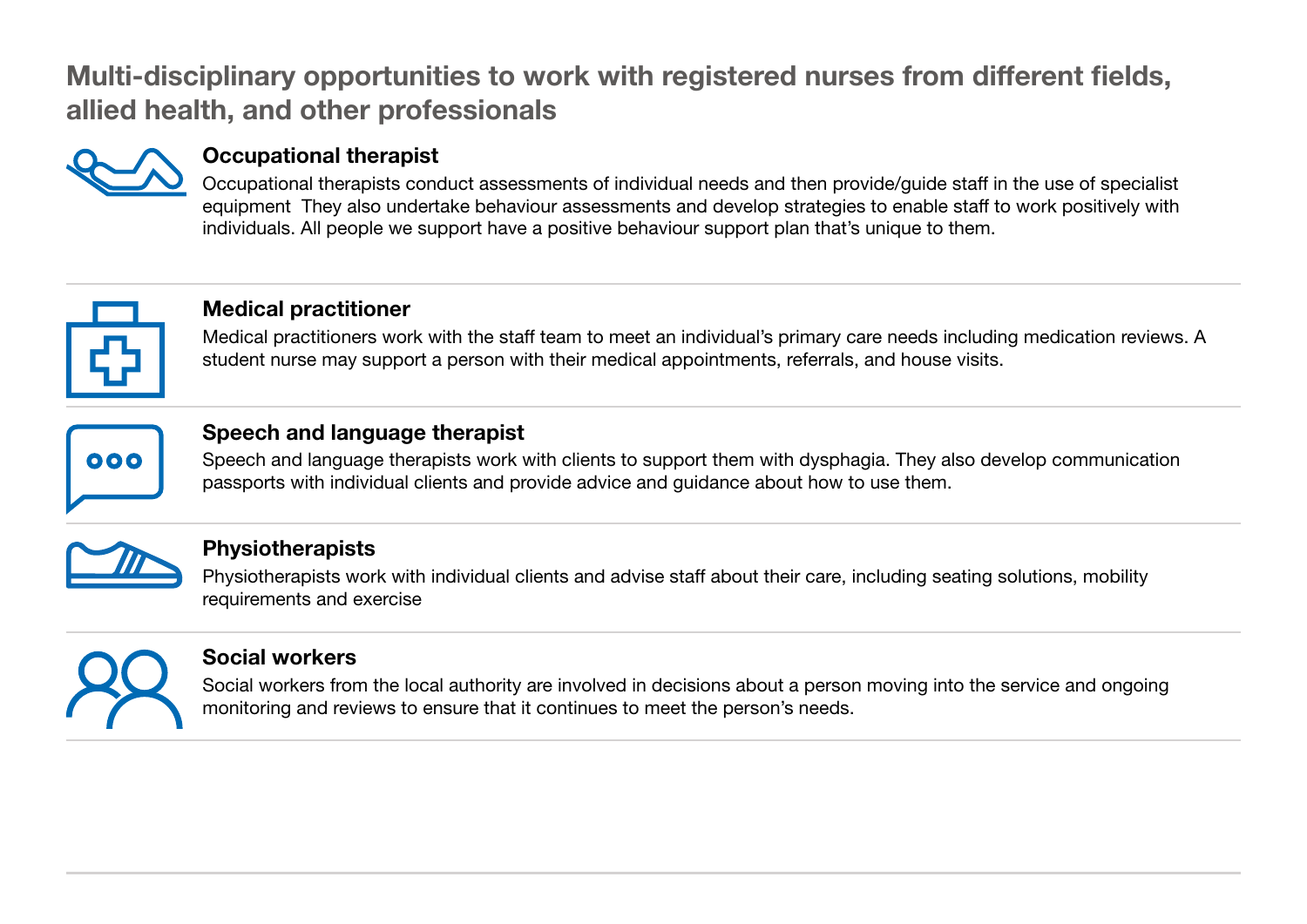## Multi-disciplinary opportunities to work with registered nurses from different fields, allied health, and other professionals

### Occupational therapist

Occupational therapists conduct assessments of individual needs and then provide/guide staff in the use of specialist equipment  They also undertake behaviour assessments and develop strategies to enable staff to work positively with individuals. All people we support have a positive behaviour support plan that's unique to them.

### Medical practitioner

Medical practitioners work with the staff team to meet an individual's primary care needs including medication reviews. A student nurse may support a person with their medical appointments, referrals, and house visits.

### Speech and language therapist

Speech and language therapists work with clients to support them with dysphagia. They also develop communication passports with individual clients and provide advice and guidance about how to use them.

### Physiotherapists

Physiotherapists work with individual clients and advise staff about their care, including seating solutions, mobility requirements and exercise

### Social workers

Social workers from the local authority are involved in decisions about a person moving into the service and ongoing monitoring and reviews to ensure that it continues to meet the person's needs.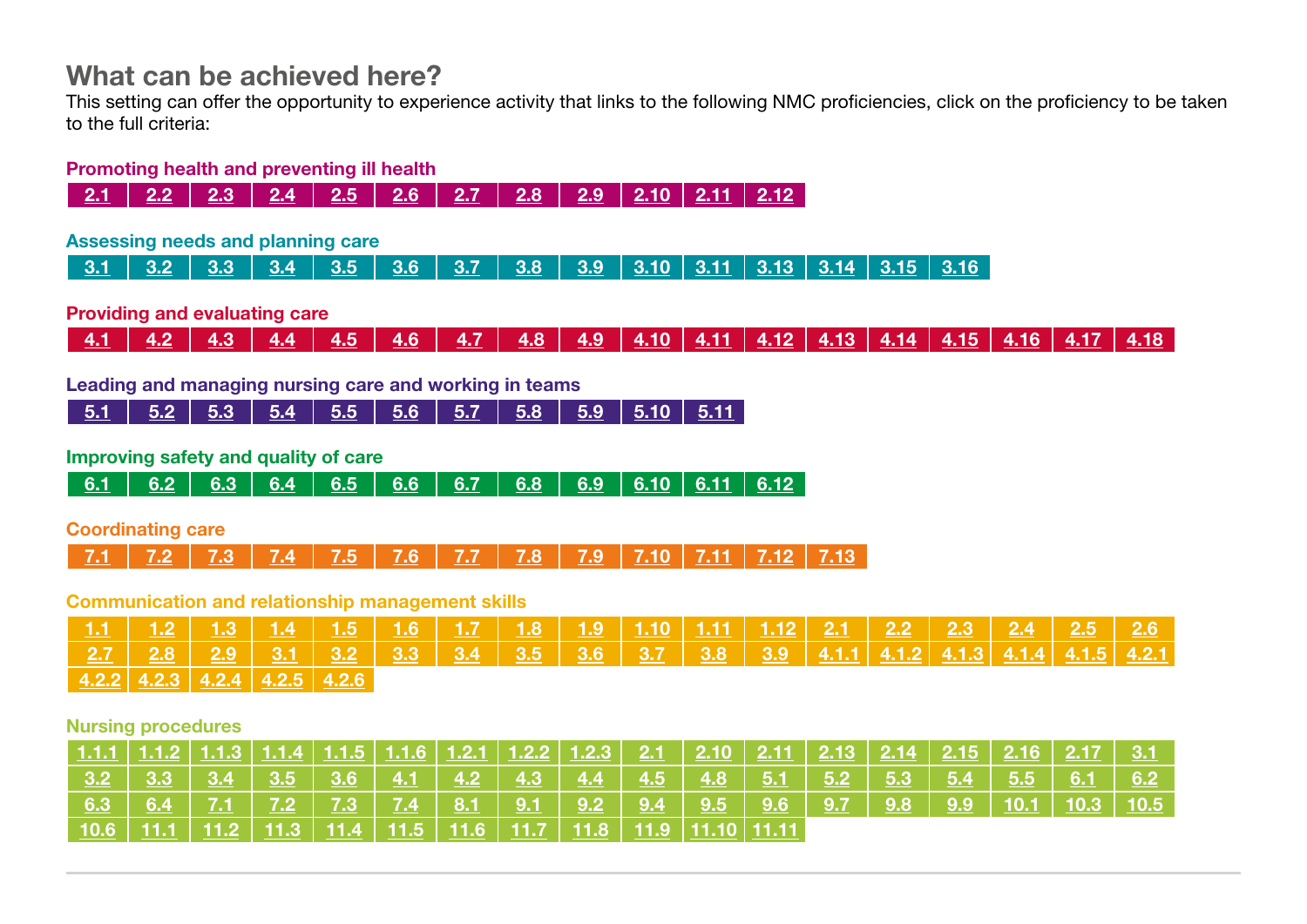## What can be achieved here?

This setting can offer the opportunity to experience activity that links to the following NMC proficiencies, click on the proficiency to be taken to the full criteria:

### Promoting health and preventing ill health

| | | | | | | | | | | | |
|---|---|---|---|---|---|---|---|---|---|---|---|
| 2.1 | 2.2 | 2.3 | 2.4 | 2.5 | 2.6 | 2.7 | 2.8 | 2.9 | 2.10 | 2.11 | 2.12 |

### Assessing needs and planning care

| | | | | | | | | | | | | | | |
|---|---|---|---|---|---|---|---|---|---|---|---|---|---|---|
| 3.1 | 3.2 | 3.3 | 3.4 | 3.5 | 3.6 | 3.7 | 3.8 | 3.9 | 3.10 | 3.11 | 3.13 | 3.14 | 3.15 | 3.16 |

### Providing and evaluating care

| | | | | | | | | | | | | | | | | | |
|---|---|---|---|---|---|---|---|---|---|---|---|---|---|---|---|---|---|
| 4.1 | 4.2 | 4.3 | 4.4 | 4.5 | 4.6 | 4.7 | 4.8 | 4.9 | 4.10 | 4.11 | 4.12 | 4.13 | 4.14 | 4.15 | 4.16 | 4.17 | 4.18 |

### Leading and managing nursing care and working in teams

| | | | | | | | | | | |
|---|---|---|---|---|---|---|---|---|---|---|
| 5.1 | 5.2 | 5.3 | 5.4 | 5.5 | 5.6 | 5.7 | 5.8 | 5.9 | 5.10 | 5.11 |

### Improving safety and quality of care

| | | | | | | | | | | | |
|---|---|---|---|---|---|---|---|---|---|---|---|
| 6.1 | 6.2 | 6.3 | 6.4 | 6.5 | 6.6 | 6.7 | 6.8 | 6.9 | 6.10 | 6.11 | 6.12 |

### Coordinating care

| | | | | | | | | | | | | |
|---|---|---|---|---|---|---|---|---|---|---|---|---|
| 7.1 | 7.2 | 7.3 | 7.4 | 7.5 | 7.6 | 7.7 | 7.8 | 7.9 | 7.10 | 7.11 | 7.12 | 7.13 |

### Communication and relationship management skills

| | | | | | | | | | | | | | | | | | |
|---|---|---|---|---|---|---|---|---|---|---|---|---|---|---|---|---|---|
| 1.1 | 1.2 | 1.3 | 1.4 | 1.5 | 1.6 | 1.7 | 1.8 | 1.9 | 1.10 | 1.11 | 1.12 | 2.1 | 2.2 | 2.3 | 2.4 | 2.5 | 2.6 |
| 2.7 | 2.8 | 2.9 | 3.1 | 3.2 | 3.3 | 3.4 | 3.5 | 3.6 | 3.7 | 3.8 | 3.9 | 4.1.1 | 4.1.2 | 4.1.3 | 4.1.4 | 4.1.5 | 4.2.1 |
| 4.2.2 | 4.2.3 | 4.2.4 | 4.2.5 | 4.2.6 | | | | | | | | | | | | | |

### Nursing procedures

| | | | | | | | | | | | | | | | | | |
|---|---|---|---|---|---|---|---|---|---|---|---|---|---|---|---|---|---|
| 1.1.1 | 1.1.2 | 1.1.3 | 1.1.4 | 1.1.5 | 1.1.6 | 1.2.1 | 1.2.2 | 1.2.3 | 2.1 | 2.10 | 2.11 | 2.13 | 2.14 | 2.15 | 2.16 | 2.17 | 3.1 |
| 3.2 | 3.3 | 3.4 | 3.5 | 3.6 | 4.1 | 4.2 | 4.3 | 4.4 | 4.5 | 4.8 | 5.1 | 5.2 | 5.3 | 5.4 | 5.5 | 6.1 | 6.2 |
| 6.3 | 6.4 | 7.1 | 7.2 | 7.3 | 7.4 | 8.1 | 9.1 | 9.2 | 9.4 | 9.5 | 9.6 | 9.7 | 9.8 | 9.9 | 10.1 | 10.3 | 10.5 |
| 10.6 | 11.1 | 11.2 | 11.3 | 11.4 | 11.5 | 11.6 | 11.7 | 11.8 | 11.9 | 11.10 | 11.11 | | | | | | |